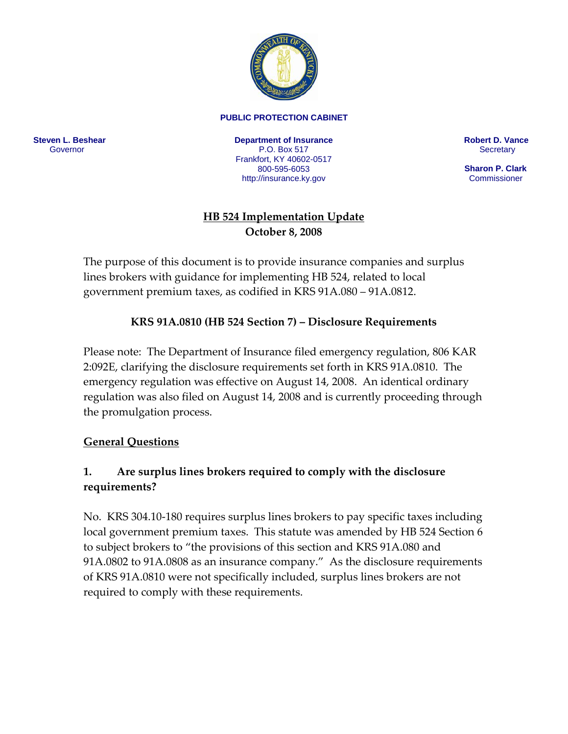**PUBLIC PROTECTION CABINET**

**Steven L. Beshear**
Governor

**Department of Insurance**
P.O. Box 517
Frankfort, KY 40602-0517
800-595-6053
http://insurance.ky.gov

**Robert D. Vance**
Secretary

**Sharon P. Clark**
Commissioner

# HB 524 Implementation Update
## October 8, 2008

The purpose of this document is to provide insurance companies and surplus lines brokers with guidance for implementing HB 524, related to local government premium taxes, as codified in KRS 91A.080 – 91A.0812.

## KRS 91A.0810 (HB 524 Section 7) – Disclosure Requirements

Please note: The Department of Insurance filed emergency regulation, 806 KAR 2:092E, clarifying the disclosure requirements set forth in KRS 91A.0810. The emergency regulation was effective on August 14, 2008. An identical ordinary regulation was also filed on August 14, 2008 and is currently proceeding through the promulgation process.

### General Questions

### 1. Are surplus lines brokers required to comply with the disclosure requirements?

No. KRS 304.10-180 requires surplus lines brokers to pay specific taxes including local government premium taxes. This statute was amended by HB 524 Section 6 to subject brokers to "the provisions of this section and KRS 91A.080 and 91A.0802 to 91A.0808 as an insurance company." As the disclosure requirements of KRS 91A.0810 were not specifically included, surplus lines brokers are not required to comply with these requirements.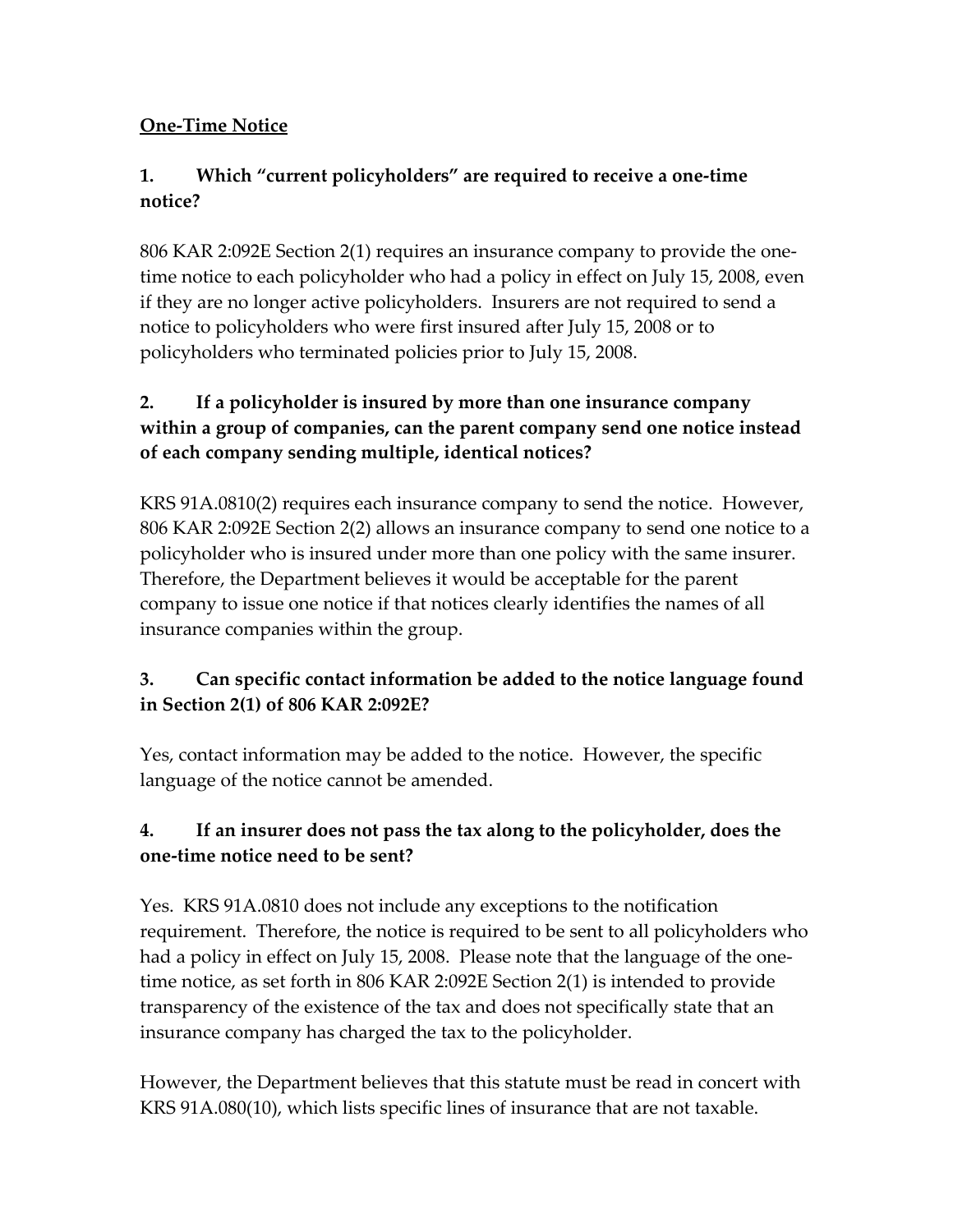## One-Time Notice

### 1. Which "current policyholders" are required to receive a one-time notice?

806 KAR 2:092E Section 2(1) requires an insurance company to provide the one-time notice to each policyholder who had a policy in effect on July 15, 2008, even if they are no longer active policyholders. Insurers are not required to send a notice to policyholders who were first insured after July 15, 2008 or to policyholders who terminated policies prior to July 15, 2008.

### 2. If a policyholder is insured by more than one insurance company within a group of companies, can the parent company send one notice instead of each company sending multiple, identical notices?

KRS 91A.0810(2) requires each insurance company to send the notice. However, 806 KAR 2:092E Section 2(2) allows an insurance company to send one notice to a policyholder who is insured under more than one policy with the same insurer. Therefore, the Department believes it would be acceptable for the parent company to issue one notice if that notices clearly identifies the names of all insurance companies within the group.

### 3. Can specific contact information be added to the notice language found in Section 2(1) of 806 KAR 2:092E?

Yes, contact information may be added to the notice. However, the specific language of the notice cannot be amended.

### 4. If an insurer does not pass the tax along to the policyholder, does the one-time notice need to be sent?

Yes. KRS 91A.0810 does not include any exceptions to the notification requirement. Therefore, the notice is required to be sent to all policyholders who had a policy in effect on July 15, 2008. Please note that the language of the one-time notice, as set forth in 806 KAR 2:092E Section 2(1) is intended to provide transparency of the existence of the tax and does not specifically state that an insurance company has charged the tax to the policyholder.

However, the Department believes that this statute must be read in concert with KRS 91A.080(10), which lists specific lines of insurance that are not taxable.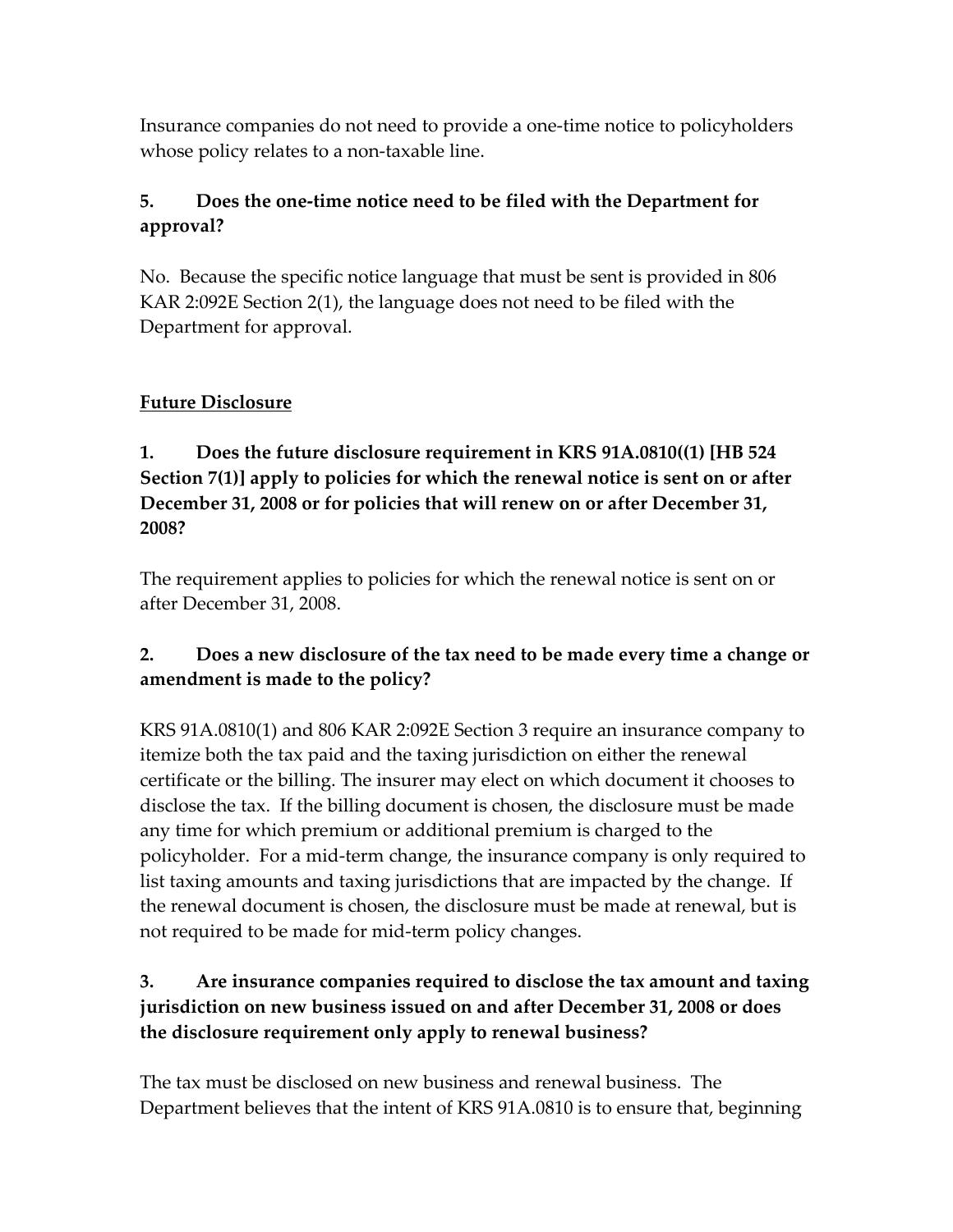Insurance companies do not need to provide a one-time notice to policyholders whose policy relates to a non-taxable line.

**5. Does the one-time notice need to be filed with the Department for approval?**

No. Because the specific notice language that must be sent is provided in 806 KAR 2:092E Section 2(1), the language does not need to be filed with the Department for approval.

__Future Disclosure__

**1. Does the future disclosure requirement in KRS 91A.0810((1) [HB 524 Section 7(1)] apply to policies for which the renewal notice is sent on or after December 31, 2008 or for policies that will renew on or after December 31, 2008?**

The requirement applies to policies for which the renewal notice is sent on or after December 31, 2008.

**2. Does a new disclosure of the tax need to be made every time a change or amendment is made to the policy?**

KRS 91A.0810(1) and 806 KAR 2:092E Section 3 require an insurance company to itemize both the tax paid and the taxing jurisdiction on either the renewal certificate or the billing. The insurer may elect on which document it chooses to disclose the tax. If the billing document is chosen, the disclosure must be made any time for which premium or additional premium is charged to the policyholder. For a mid-term change, the insurance company is only required to list taxing amounts and taxing jurisdictions that are impacted by the change. If the renewal document is chosen, the disclosure must be made at renewal, but is not required to be made for mid-term policy changes.

**3. Are insurance companies required to disclose the tax amount and taxing jurisdiction on new business issued on and after December 31, 2008 or does the disclosure requirement only apply to renewal business?**

The tax must be disclosed on new business and renewal business. The Department believes that the intent of KRS 91A.0810 is to ensure that, beginning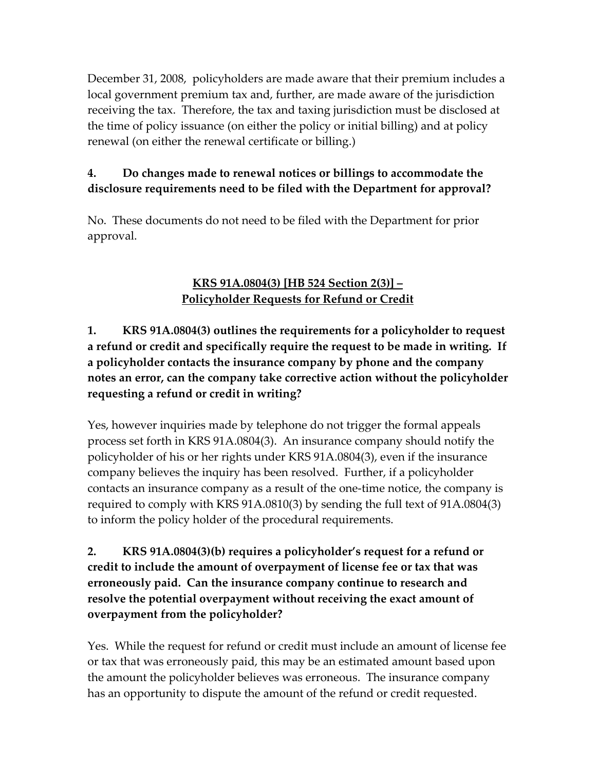December 31, 2008, policyholders are made aware that their premium includes a local government premium tax and, further, are made aware of the jurisdiction receiving the tax. Therefore, the tax and taxing jurisdiction must be disclosed at the time of policy issuance (on either the policy or initial billing) and at policy renewal (on either the renewal certificate or billing.)

**4. Do changes made to renewal notices or billings to accommodate the disclosure requirements need to be filed with the Department for approval?**

No. These documents do not need to be filed with the Department for prior approval.

## KRS 91A.0804(3) [HB 524 Section 2(3)] – Policyholder Requests for Refund or Credit

**1. KRS 91A.0804(3) outlines the requirements for a policyholder to request a refund or credit and specifically require the request to be made in writing. If a policyholder contacts the insurance company by phone and the company notes an error, can the company take corrective action without the policyholder requesting a refund or credit in writing?**

Yes, however inquiries made by telephone do not trigger the formal appeals process set forth in KRS 91A.0804(3). An insurance company should notify the policyholder of his or her rights under KRS 91A.0804(3), even if the insurance company believes the inquiry has been resolved. Further, if a policyholder contacts an insurance company as a result of the one-time notice, the company is required to comply with KRS 91A.0810(3) by sending the full text of 91A.0804(3) to inform the policy holder of the procedural requirements.

**2. KRS 91A.0804(3)(b) requires a policyholder's request for a refund or credit to include the amount of overpayment of license fee or tax that was erroneously paid. Can the insurance company continue to research and resolve the potential overpayment without receiving the exact amount of overpayment from the policyholder?**

Yes. While the request for refund or credit must include an amount of license fee or tax that was erroneously paid, this may be an estimated amount based upon the amount the policyholder believes was erroneous. The insurance company has an opportunity to dispute the amount of the refund or credit requested.